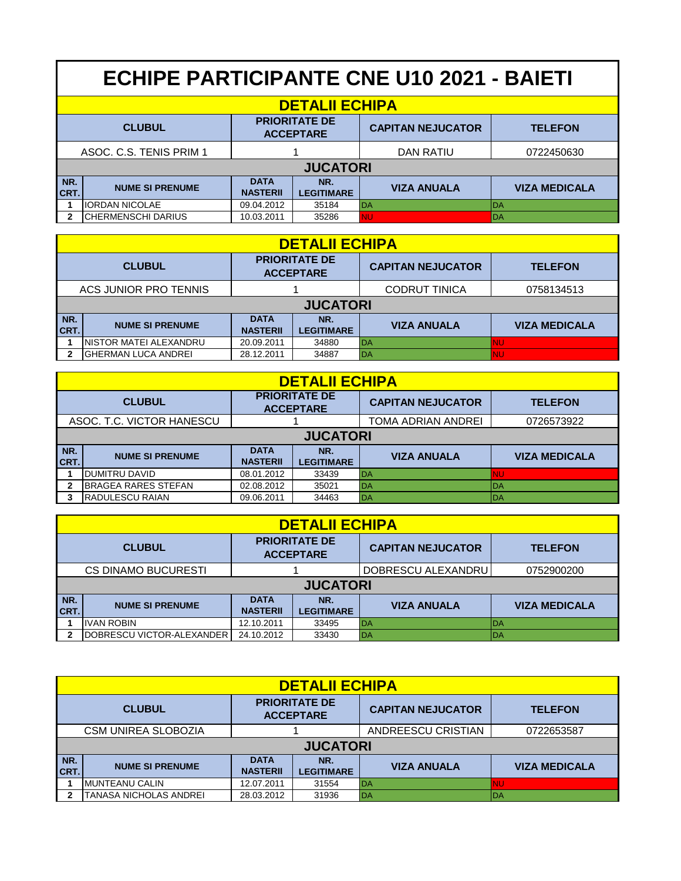# ECHIPE PARTICIPANTE CNE U10 2021 - BAIETI

## DETALII ECHIPA

| CLUBUL | PRIORITATE DE ACCEPTARE | CAPITAN NEJUCATOR | TELEFON |
|---|---|---|---|
| ASOC. C.S. TENIS PRIM 1 | 1 | DAN RATIU | 0722450630 |

**JUCATORI**

| NR. CRT. | NUME SI PRENUME | DATA NASTERII | NR. LEGITIMARE | VIZA ANUALA | VIZA MEDICALA |
|---|---|---|---|---|---|
| 1 | IORDAN NICOLAE | 09.04.2012 | 35184 | DA | DA |
| 2 | CHERMENSCHI DARIUS | 10.03.2011 | 35286 | NU | DA |

## DETALII ECHIPA

| CLUBUL | PRIORITATE DE ACCEPTARE | CAPITAN NEJUCATOR | TELEFON |
|---|---|---|---|
| ACS JUNIOR PRO TENNIS | 1 | CODRUT TINICA | 0758134513 |

**JUCATORI**

| NR. CRT. | NUME SI PRENUME | DATA NASTERII | NR. LEGITIMARE | VIZA ANUALA | VIZA MEDICALA |
|---|---|---|---|---|---|
| 1 | NISTOR MATEI ALEXANDRU | 20.09.2011 | 34880 | DA | NU |
| 2 | GHERMAN LUCA ANDREI | 28.12.2011 | 34887 | DA | NU |

## DETALII ECHIPA

| CLUBUL | PRIORITATE DE ACCEPTARE | CAPITAN NEJUCATOR | TELEFON |
|---|---|---|---|
| ASOC. T.C. VICTOR HANESCU | 1 | TOMA ADRIAN ANDREI | 0726573922 |

**JUCATORI**

| NR. CRT. | NUME SI PRENUME | DATA NASTERII | NR. LEGITIMARE | VIZA ANUALA | VIZA MEDICALA |
|---|---|---|---|---|---|
| 1 | DUMITRU DAVID | 08.01.2012 | 33439 | DA | NU |
| 2 | BRAGEA RARES STEFAN | 02.08.2012 | 35021 | DA | DA |
| 3 | RADULESCU RAIAN | 09.06.2011 | 34463 | DA | DA |

## DETALII ECHIPA

| CLUBUL | PRIORITATE DE ACCEPTARE | CAPITAN NEJUCATOR | TELEFON |
|---|---|---|---|
| CS DINAMO BUCURESTI | 1 | DOBRESCU ALEXANDRU | 0752900200 |

**JUCATORI**

| NR. CRT. | NUME SI PRENUME | DATA NASTERII | NR. LEGITIMARE | VIZA ANUALA | VIZA MEDICALA |
|---|---|---|---|---|---|
| 1 | IVAN ROBIN | 12.10.2011 | 33495 | DA | DA |
| 2 | DOBRESCU VICTOR-ALEXANDER | 24.10.2012 | 33430 | DA | DA |

## DETALII ECHIPA

| CLUBUL | PRIORITATE DE ACCEPTARE | CAPITAN NEJUCATOR | TELEFON |
|---|---|---|---|
| CSM UNIREA SLOBOZIA | 1 | ANDREESCU CRISTIAN | 0722653587 |

**JUCATORI**

| NR. CRT. | NUME SI PRENUME | DATA NASTERII | NR. LEGITIMARE | VIZA ANUALA | VIZA MEDICALA |
|---|---|---|---|---|---|
| 1 | MUNTEANU CALIN | 12.07.2011 | 31554 | DA | NU |
| 2 | TANASA NICHOLAS ANDREI | 28.03.2012 | 31936 | DA | DA |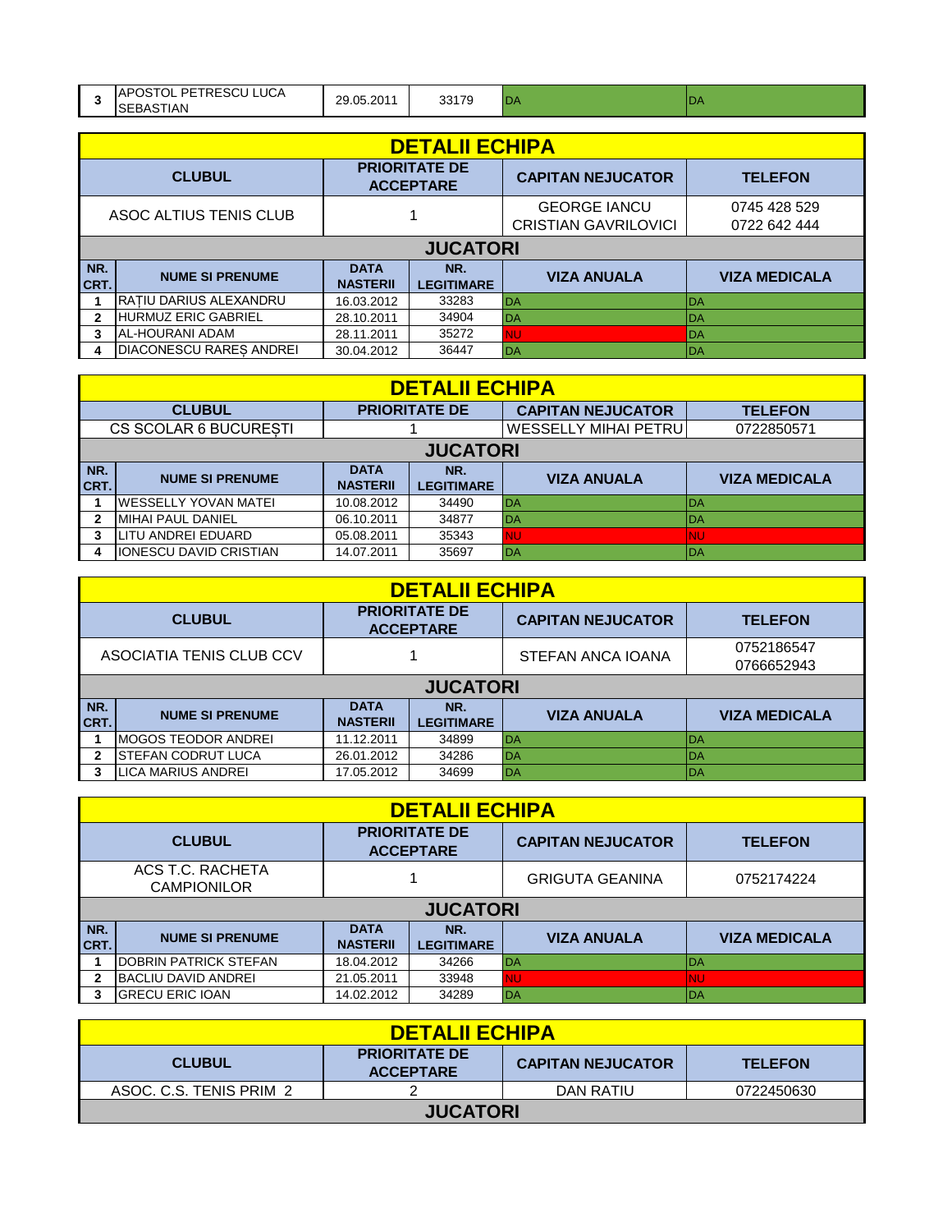| 3 | APOSTOL PETRESCU LUCA SEBASTIAN | 29.05.2011 | 33179 | DA | DA |
|---|---|---|---|---|---|

| DETALII ECHIPA | | | | | |
|---|---|---|---|---|---|
| CLUBUL | | PRIORITATE DE ACCEPTARE | | CAPITAN NEJUCATOR | TELEFON |
| ASOC ALTIUS TENIS CLUB | | 1 | | GEORGE IANCU CRISTIAN GAVRILOVICI | 0745 428 529 0722 642 444 |
| JUCATORI | | | | | |
| NR. CRT. | NUME SI PRENUME | DATA NASTERII | NR. LEGITIMARE | VIZA ANUALA | VIZA MEDICALA |
| 1 | RAȚIU DARIUS ALEXANDRU | 16.03.2012 | 33283 | DA | DA |
| 2 | HURMUZ ERIC GABRIEL | 28.10.2011 | 34904 | DA | DA |
| 3 | AL-HOURANI ADAM | 28.11.2011 | 35272 | NU | DA |
| 4 | DIACONESCU RAREȘ ANDREI | 30.04.2012 | 36447 | DA | DA |

| DETALII ECHIPA | | | | | |
|---|---|---|---|---|---|
| CLUBUL | | PRIORITATE DE | | CAPITAN NEJUCATOR | TELEFON |
| CS SCOLAR 6 BUCUREȘTI | | 1 | | WESSELLY MIHAI PETRU | 0722850571 |
| JUCATORI | | | | | |
| NR. CRT. | NUME SI PRENUME | DATA NASTERII | NR. LEGITIMARE | VIZA ANUALA | VIZA MEDICALA |
| 1 | WESSELLY YOVAN MATEI | 10.08.2012 | 34490 | DA | DA |
| 2 | MIHAI PAUL DANIEL | 06.10.2011 | 34877 | DA | DA |
| 3 | LITU ANDREI EDUARD | 05.08.2011 | 35343 | NU | NU |
| 4 | IONESCU DAVID CRISTIAN | 14.07.2011 | 35697 | DA | DA |

| DETALII ECHIPA | | | | | |
|---|---|---|---|---|---|
| CLUBUL | | PRIORITATE DE ACCEPTARE | | CAPITAN NEJUCATOR | TELEFON |
| ASOCIATIA TENIS CLUB CCV | | 1 | | STEFAN ANCA IOANA | 0752186547 0766652943 |
| JUCATORI | | | | | |
| NR. CRT. | NUME SI PRENUME | DATA NASTERII | NR. LEGITIMARE | VIZA ANUALA | VIZA MEDICALA |
| 1 | MOGOS TEODOR ANDREI | 11.12.2011 | 34899 | DA | DA |
| 2 | STEFAN CODRUT LUCA | 26.01.2012 | 34286 | DA | DA |
| 3 | LICA MARIUS ANDREI | 17.05.2012 | 34699 | DA | DA |

| DETALII ECHIPA | | | | | |
|---|---|---|---|---|---|
| CLUBUL | | PRIORITATE DE ACCEPTARE | | CAPITAN NEJUCATOR | TELEFON |
| ACS T.C. RACHETA CAMPIONILOR | | 1 | | GRIGUTA GEANINA | 0752174224 |
| JUCATORI | | | | | |
| NR. CRT. | NUME SI PRENUME | DATA NASTERII | NR. LEGITIMARE | VIZA ANUALA | VIZA MEDICALA |
| 1 | DOBRIN PATRICK STEFAN | 18.04.2012 | 34266 | DA | DA |
| 2 | BACLIU DAVID ANDREI | 21.05.2011 | 33948 | NU | NU |
| 3 | GRECU ERIC IOAN | 14.02.2012 | 34289 | DA | DA |

| DETALII ECHIPA | | | |
|---|---|---|---|
| CLUBUL | PRIORITATE DE ACCEPTARE | CAPITAN NEJUCATOR | TELEFON |
| ASOC. C.S. TENIS PRIM 2 | 2 | DAN RATIU | 0722450630 |
| JUCATORI | | | |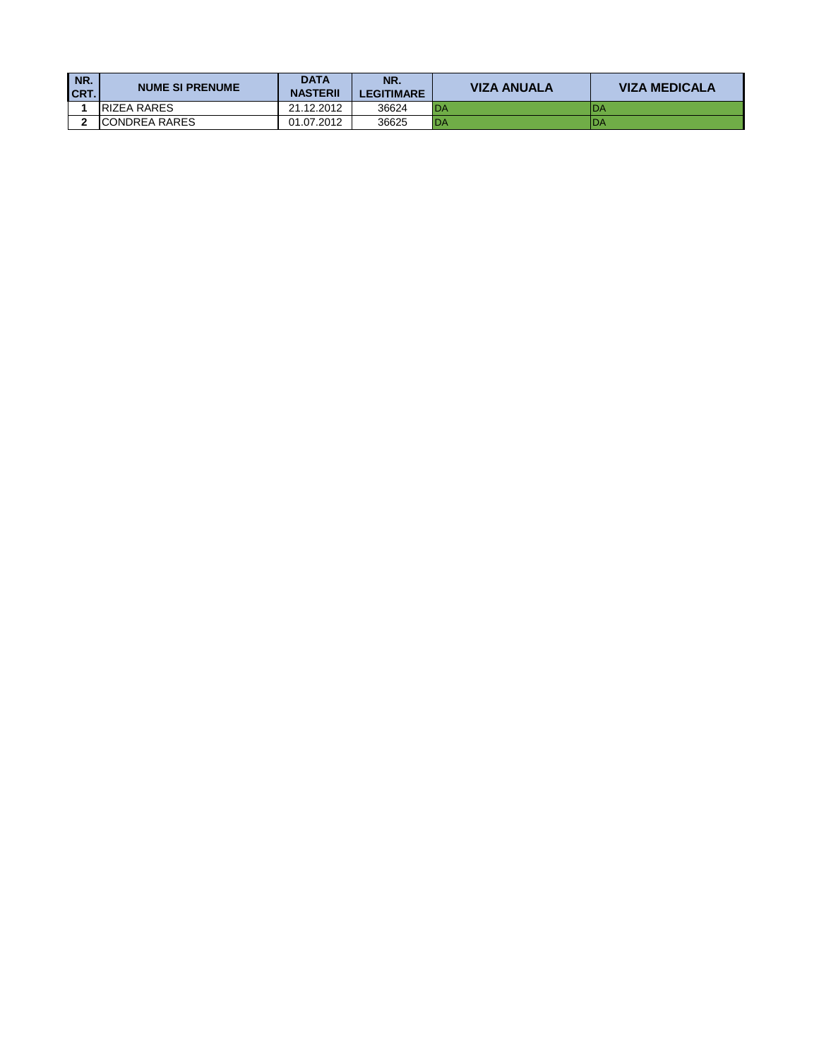| NR. CRT. | NUME SI PRENUME | DATA NASTERII | NR. LEGITIMARE | VIZA ANUALA | VIZA MEDICALA |
|---|---|---|---|---|---|
| 1 | RIZEA RARES | 21.12.2012 | 36624 | DA | DA |
| 2 | CONDREA RARES | 01.07.2012 | 36625 | DA | DA |